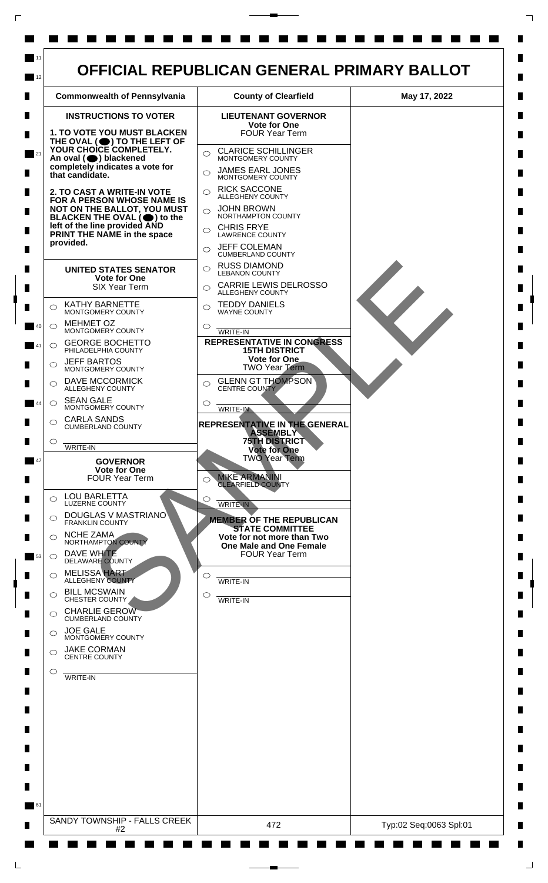# OFFICIAL REPUBLICAN GENERAL PRIMARY BALLOT

| Commonwealth of Pennsylvania | County of Clearfield | May 17, 2022 |
|---|---|---|

## INSTRUCTIONS TO VOTER

**1. TO VOTE YOU MUST BLACKEN THE OVAL (⬤) TO THE LEFT OF YOUR CHOICE COMPLETELY. An oval (⬤) blackened completely indicates a vote for that candidate.**

**2. TO CAST A WRITE-IN VOTE FOR A PERSON WHOSE NAME IS NOT ON THE BALLOT, YOU MUST BLACKEN THE OVAL (⬤) to the left of the line provided AND PRINT THE NAME in the space provided.**

### UNITED STATES SENATOR
**Vote for One**
SIX Year Term

- ◯ KATHY BARNETTE — MONTGOMERY COUNTY
- ◯ MEHMET OZ — MONTGOMERY COUNTY
- ◯ GEORGE BOCHETTO — PHILADELPHIA COUNTY
- ◯ JEFF BARTOS — MONTGOMERY COUNTY
- ◯ DAVE MCCORMICK — ALLEGHENY COUNTY
- ◯ SEAN GALE — MONTGOMERY COUNTY
- ◯ CARLA SANDS — CUMBERLAND COUNTY
- ◯ ________ WRITE-IN

### GOVERNOR
**Vote for One**
FOUR Year Term

- ◯ LOU BARLETTA — LUZERNE COUNTY
- ◯ DOUGLAS V MASTRIANO — FRANKLIN COUNTY
- ◯ NCHE ZAMA — NORTHAMPTON COUNTY
- ◯ DAVE WHITE — DELAWARE COUNTY
- ◯ MELISSA HART — ALLEGHENY COUNTY
- ◯ BILL MCSWAIN — CHESTER COUNTY
- ◯ CHARLIE GEROW — CUMBERLAND COUNTY
- ◯ JOE GALE — MONTGOMERY COUNTY
- ◯ JAKE CORMAN — CENTRE COUNTY
- ◯ ________ WRITE-IN

### LIEUTENANT GOVERNOR
**Vote for One**
FOUR Year Term

- ◯ CLARICE SCHILLINGER — MONTGOMERY COUNTY
- ◯ JAMES EARL JONES — MONTGOMERY COUNTY
- ◯ RICK SACCONE — ALLEGHENY COUNTY
- ◯ JOHN BROWN — NORTHAMPTON COUNTY
- ◯ CHRIS FRYE — LAWRENCE COUNTY
- ◯ JEFF COLEMAN — CUMBERLAND COUNTY
- ◯ RUSS DIAMOND — LEBANON COUNTY
- ◯ CARRIE LEWIS DELROSSO — ALLEGHENY COUNTY
- ◯ TEDDY DANIELS — WAYNE COUNTY
- ◯ ________ WRITE-IN

### REPRESENTATIVE IN CONGRESS 15TH DISTRICT
**Vote for One**
TWO Year Term

- ◯ GLENN GT THOMPSON — CENTRE COUNTY
- ◯ ________ WRITE-IN

### REPRESENTATIVE IN THE GENERAL ASSEMBLY 75TH DISTRICT
**Vote for One**
TWO Year Term

- ◯ MIKE ARMANINI — CLEARFIELD COUNTY
- ◯ ________ WRITE-IN

### MEMBER OF THE REPUBLICAN STATE COMMITTEE
**Vote for not more than Two One Male and One Female**
FOUR Year Term

- ◯ ________ WRITE-IN
- ◯ ________ WRITE-IN

SAMPLE

| SANDY TOWNSHIP - FALLS CREEK #2 | 472 | Typ:02 Seq:0063 Spl:01 |
|---|---|---|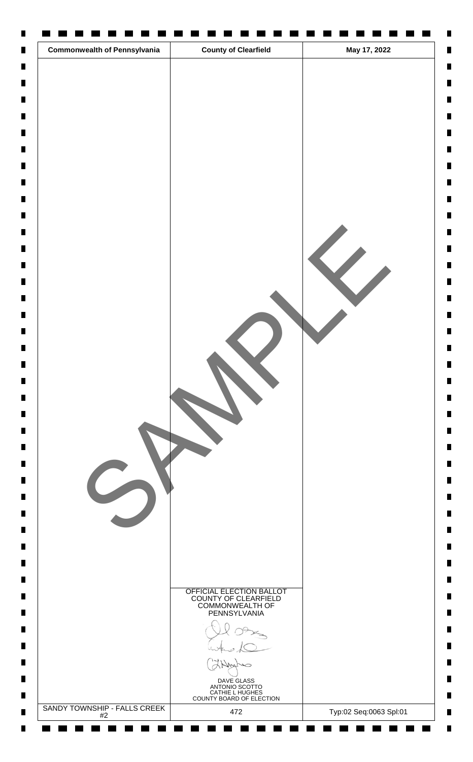| Commonwealth of Pennsylvania | County of Clearfield | May 17, 2022 |
|---|---|---|
| | OFFICIAL ELECTION BALLOT<br>COUNTY OF CLEARFIELD<br>COMMONWEALTH OF PENNSYLVANIA<br><br>DAVE GLASS<br>ANTONIO SCOTTO<br>CATHIE L HUGHES<br>COUNTY BOARD OF ELECTION | |
| SANDY TOWNSHIP - FALLS CREEK #2 | 472 | Typ:02 Seq:0063 Spl:01 |

SAMPLE